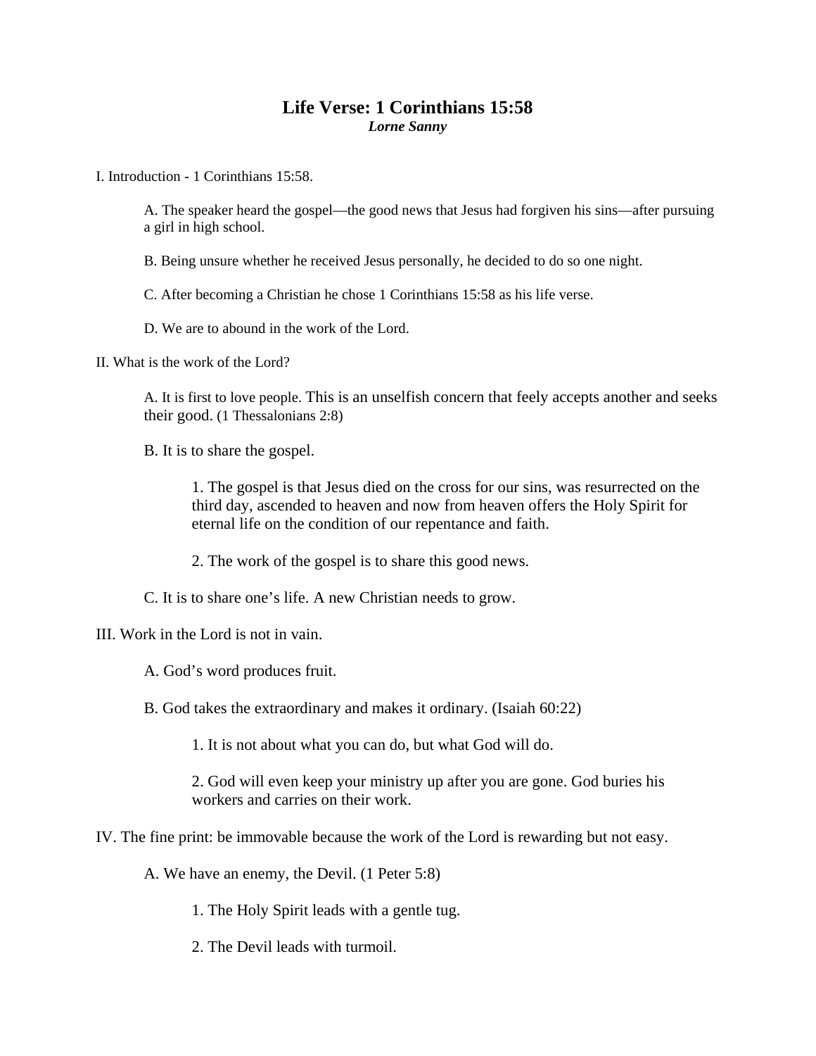# Life Verse: 1 Corinthians 15:58

***Lorne Sanny***

I. Introduction - 1 Corinthians 15:58.

A. The speaker heard the gospel—the good news that Jesus had forgiven his sins—after pursuing a girl in high school.

B. Being unsure whether he received Jesus personally, he decided to do so one night.

C. After becoming a Christian he chose 1 Corinthians 15:58 as his life verse.

D. We are to abound in the work of the Lord.

II. What is the work of the Lord?

A. It is first to love people. This is an unselfish concern that feely accepts another and seeks their good. (1 Thessalonians 2:8)

B. It is to share the gospel.

1. The gospel is that Jesus died on the cross for our sins, was resurrected on the third day, ascended to heaven and now from heaven offers the Holy Spirit for eternal life on the condition of our repentance and faith.

2. The work of the gospel is to share this good news.

C. It is to share one's life. A new Christian needs to grow.

III. Work in the Lord is not in vain.

A. God's word produces fruit.

B. God takes the extraordinary and makes it ordinary. (Isaiah 60:22)

1. It is not about what you can do, but what God will do.

2. God will even keep your ministry up after you are gone. God buries his workers and carries on their work.

IV. The fine print: be immovable because the work of the Lord is rewarding but not easy.

A. We have an enemy, the Devil. (1 Peter 5:8)

1. The Holy Spirit leads with a gentle tug.

2. The Devil leads with turmoil.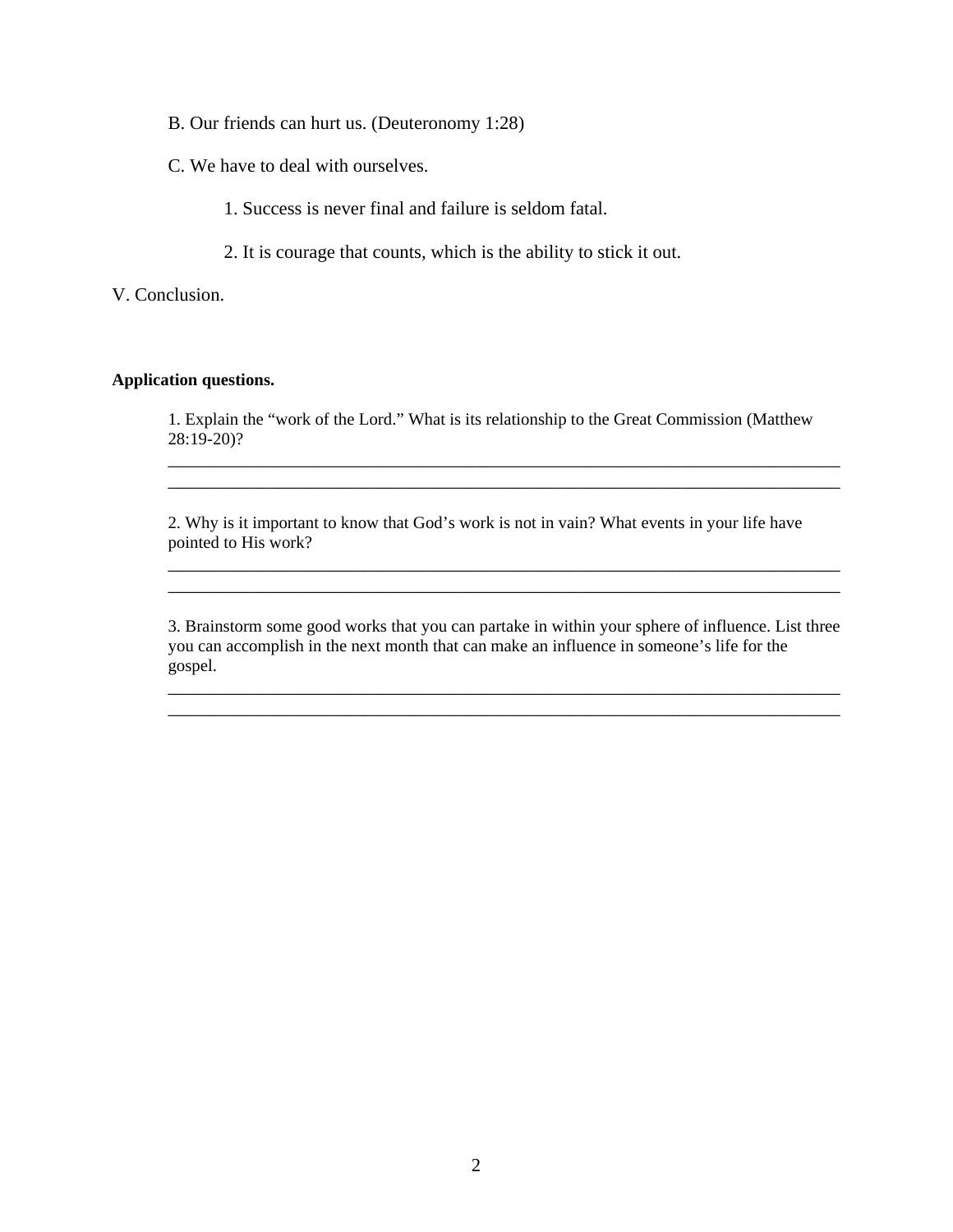B. Our friends can hurt us. (Deuteronomy 1:28)

C. We have to deal with ourselves.

1. Success is never final and failure is seldom fatal.

2. It is courage that counts, which is the ability to stick it out.

V. Conclusion.

**Application questions.**

1. Explain the "work of the Lord." What is its relationship to the Great Commission (Matthew 28:19-20)?

_______________________________________________________________________________
_______________________________________________________________________________

2. Why is it important to know that God's work is not in vain? What events in your life have pointed to His work?

_______________________________________________________________________________
_______________________________________________________________________________

3. Brainstorm some good works that you can partake in within your sphere of influence. List three you can accomplish in the next month that can make an influence in someone's life for the gospel.

_______________________________________________________________________________
_______________________________________________________________________________